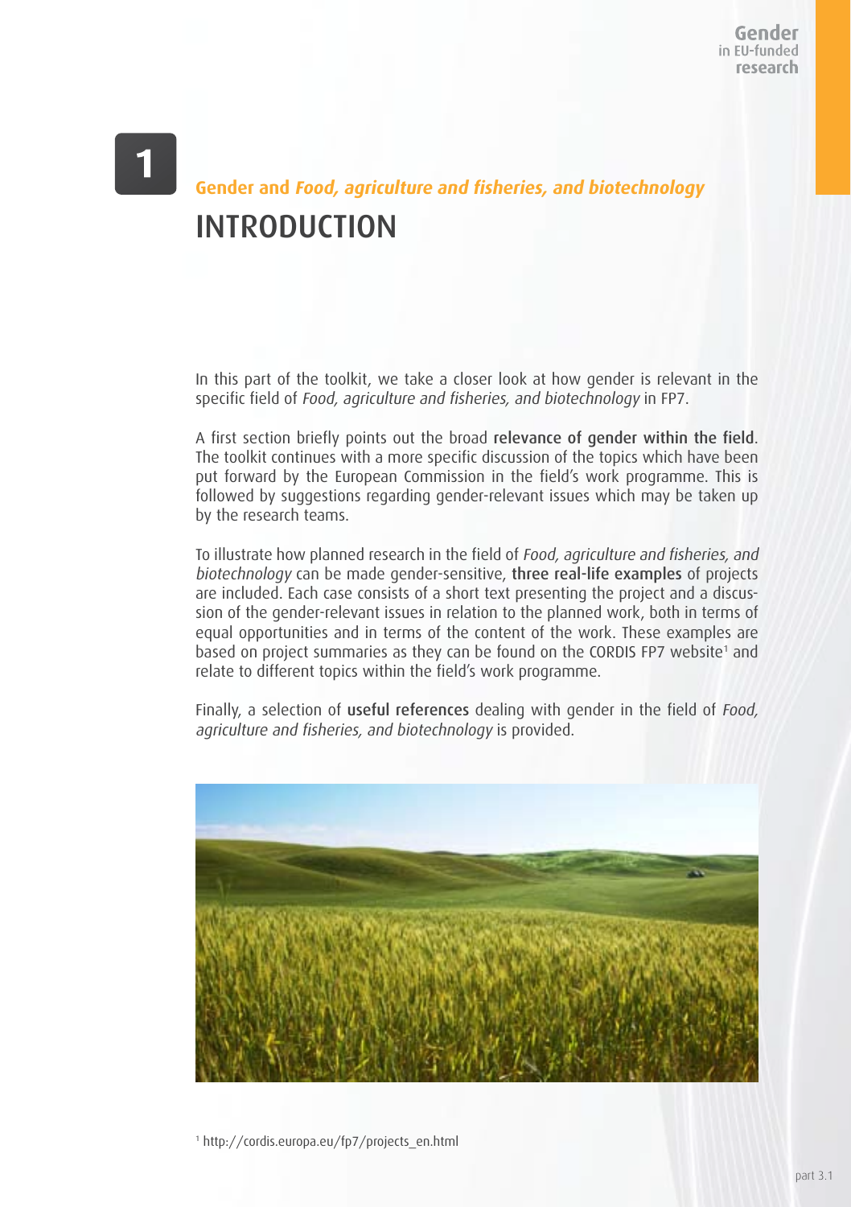# 1

## Gender and *Food, agriculture and fisheries, and biotechnology*

# INTRODUCTION

In this part of the toolkit, we take a closer look at how gender is relevant in the specific field of *Food, agriculture and fisheries, and biotechnology* in FP7.

A first section briefly points out the broad **relevance of gender within the field**. The toolkit continues with a more specific discussion of the topics which have been put forward by the European Commission in the field's work programme. This is followed by suggestions regarding gender-relevant issues which may be taken up by the research teams.

To illustrate how planned research in the field of *Food, agriculture and fisheries, and biotechnology* can be made gender-sensitive, **three real-life examples** of projects are included. Each case consists of a short text presenting the project and a discussion of the gender-relevant issues in relation to the planned work, both in terms of equal opportunities and in terms of the content of the work. These examples are based on project summaries as they can be found on the CORDIS FP7 website[1] and relate to different topics within the field's work programme.

Finally, a selection of **useful references** dealing with gender in the field of *Food, agriculture and fisheries, and biotechnology* is provided.

[1] http://cordis.europa.eu/fp7/projects_en.html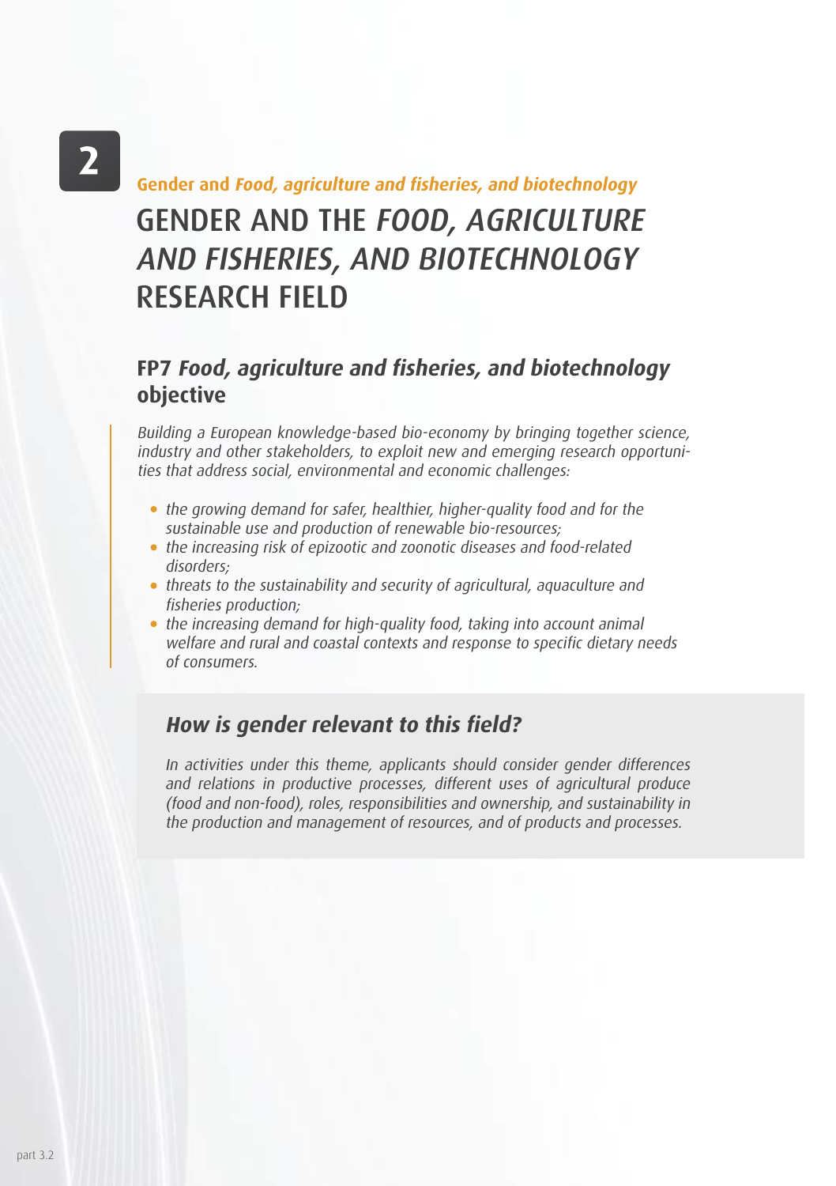2

**Gender and *Food, agriculture and fisheries, and biotechnology***

# GENDER AND THE *FOOD, AGRICULTURE AND FISHERIES, AND BIOTECHNOLOGY* RESEARCH FIELD

## FP7 *Food, agriculture and fisheries, and biotechnology* objective

*Building a European knowledge-based bio-economy by bringing together science, industry and other stakeholders, to exploit new and emerging research opportunities that address social, environmental and economic challenges:*

- *the growing demand for safer, healthier, higher-quality food and for the sustainable use and production of renewable bio-resources;*
- *the increasing risk of epizootic and zoonotic diseases and food-related disorders;*
- *threats to the sustainability and security of agricultural, aquaculture and fisheries production;*
- *the increasing demand for high-quality food, taking into account animal welfare and rural and coastal contexts and response to specific dietary needs of consumers.*

### *How is gender relevant to this field?*

*In activities under this theme, applicants should consider gender differences and relations in productive processes, different uses of agricultural produce (food and non-food), roles, responsibilities and ownership, and sustainability in the production and management of resources, and of products and processes.*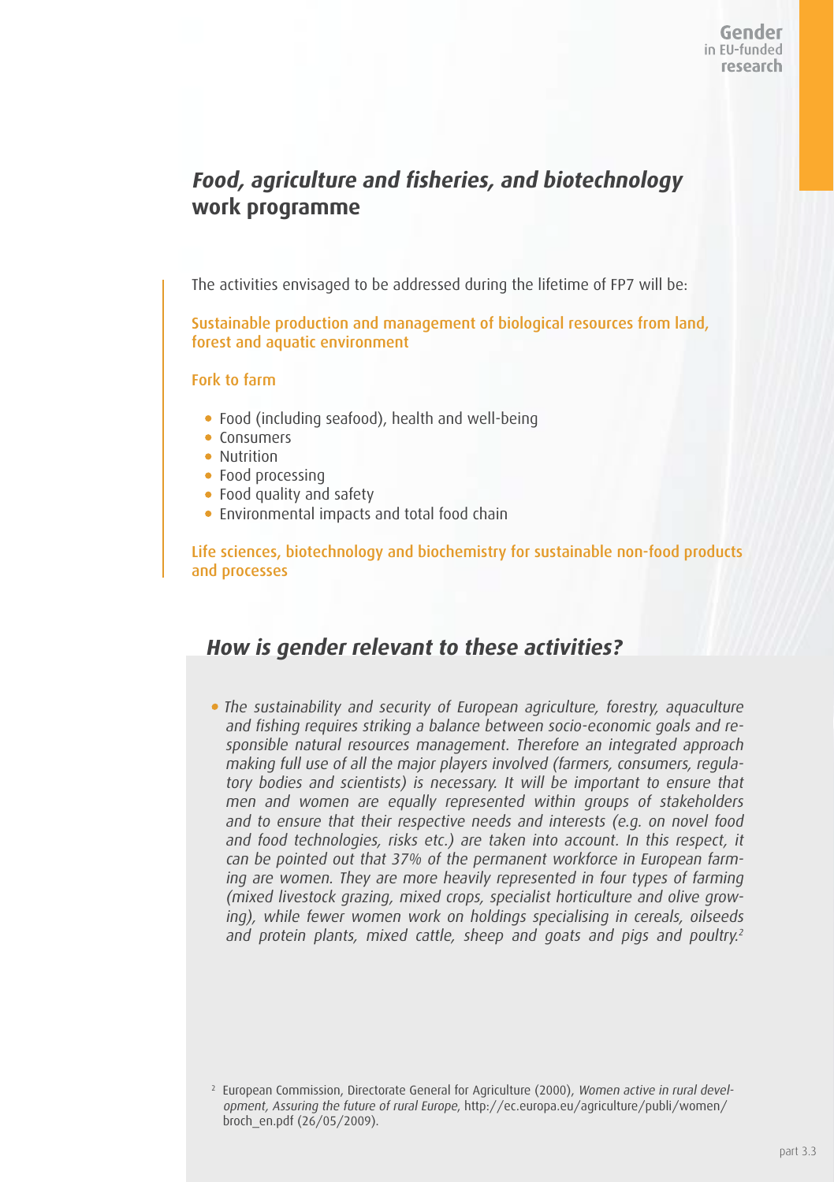# *Food, agriculture and fisheries, and biotechnology* work programme

The activities envisaged to be addressed during the lifetime of FP7 will be:

### Sustainable production and management of biological resources from land, forest and aquatic environment

### Fork to farm

- Food (including seafood), health and well-being
- Consumers
- Nutrition
- Food processing
- Food quality and safety
- Environmental impacts and total food chain

### Life sciences, biotechnology and biochemistry for sustainable non-food products and processes

## *How is gender relevant to these activities?*

- *The sustainability and security of European agriculture, forestry, aquaculture and fishing requires striking a balance between socio-economic goals and responsible natural resources management. Therefore an integrated approach making full use of all the major players involved (farmers, consumers, regulatory bodies and scientists) is necessary. It will be important to ensure that men and women are equally represented within groups of stakeholders and to ensure that their respective needs and interests (e.g. on novel food and food technologies, risks etc.) are taken into account. In this respect, it can be pointed out that 37% of the permanent workforce in European farming are women. They are more heavily represented in four types of farming (mixed livestock grazing, mixed crops, specialist horticulture and olive growing), while fewer women work on holdings specialising in cereals, oilseeds and protein plants, mixed cattle, sheep and goats and pigs and poultry.*[2]

[2] European Commission, Directorate General for Agriculture (2000), *Women active in rural development, Assuring the future of rural Europe*, http://ec.europa.eu/agriculture/publi/women/broch_en.pdf (26/05/2009).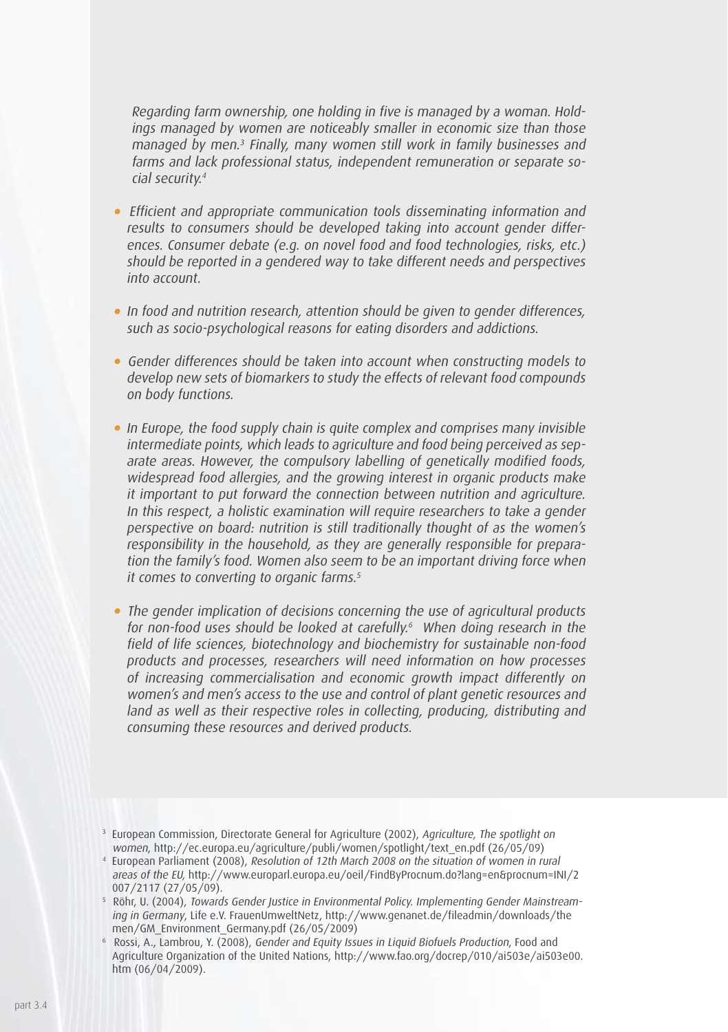*Regarding farm ownership, one holding in five is managed by a woman. Holdings managed by women are noticeably smaller in economic size than those managed by men.*[3] *Finally, many women still work in family businesses and farms and lack professional status, independent remuneration or separate social security.*[4]

- *Efficient and appropriate communication tools disseminating information and results to consumers should be developed taking into account gender differences. Consumer debate (e.g. on novel food and food technologies, risks, etc.) should be reported in a gendered way to take different needs and perspectives into account.*

- *In food and nutrition research, attention should be given to gender differences, such as socio-psychological reasons for eating disorders and addictions.*

- *Gender differences should be taken into account when constructing models to develop new sets of biomarkers to study the effects of relevant food compounds on body functions.*

- *In Europe, the food supply chain is quite complex and comprises many invisible intermediate points, which leads to agriculture and food being perceived as separate areas. However, the compulsory labelling of genetically modified foods, widespread food allergies, and the growing interest in organic products make it important to put forward the connection between nutrition and agriculture. In this respect, a holistic examination will require researchers to take a gender perspective on board: nutrition is still traditionally thought of as the women's responsibility in the household, as they are generally responsible for preparation the family's food. Women also seem to be an important driving force when it comes to converting to organic farms.*[5]

- *The gender implication of decisions concerning the use of agricultural products for non-food uses should be looked at carefully.*[6] *When doing research in the field of life sciences, biotechnology and biochemistry for sustainable non-food products and processes, researchers will need information on how processes of increasing commercialisation and economic growth impact differently on women's and men's access to the use and control of plant genetic resources and land as well as their respective roles in collecting, producing, distributing and consuming these resources and derived products.*

---

[3] European Commission, Directorate General for Agriculture (2002), *Agriculture, The spotlight on women*, http://ec.europa.eu/agriculture/publi/women/spotlight/text_en.pdf (26/05/09)

[4] European Parliament (2008), *Resolution of 12th March 2008 on the situation of women in rural areas of the EU*, http://www.europarl.europa.eu/oeil/FindByProcnum.do?lang=en&procnum=INI/2007/2117 (27/05/09).

[5] Röhr, U. (2004), *Towards Gender Justice in Environmental Policy. Implementing Gender Mainstreaming in Germany*, Life e.V. FrauenUmweltNetz, http://www.genanet.de/fileadmin/downloads/themen/GM_Environment_Germany.pdf (26/05/2009)

[6] Rossi, A., Lambrou, Y. (2008), *Gender and Equity Issues in Liquid Biofuels Production*, Food and Agriculture Organization of the United Nations, http://www.fao.org/docrep/010/ai503e/ai503e00.htm (06/04/2009).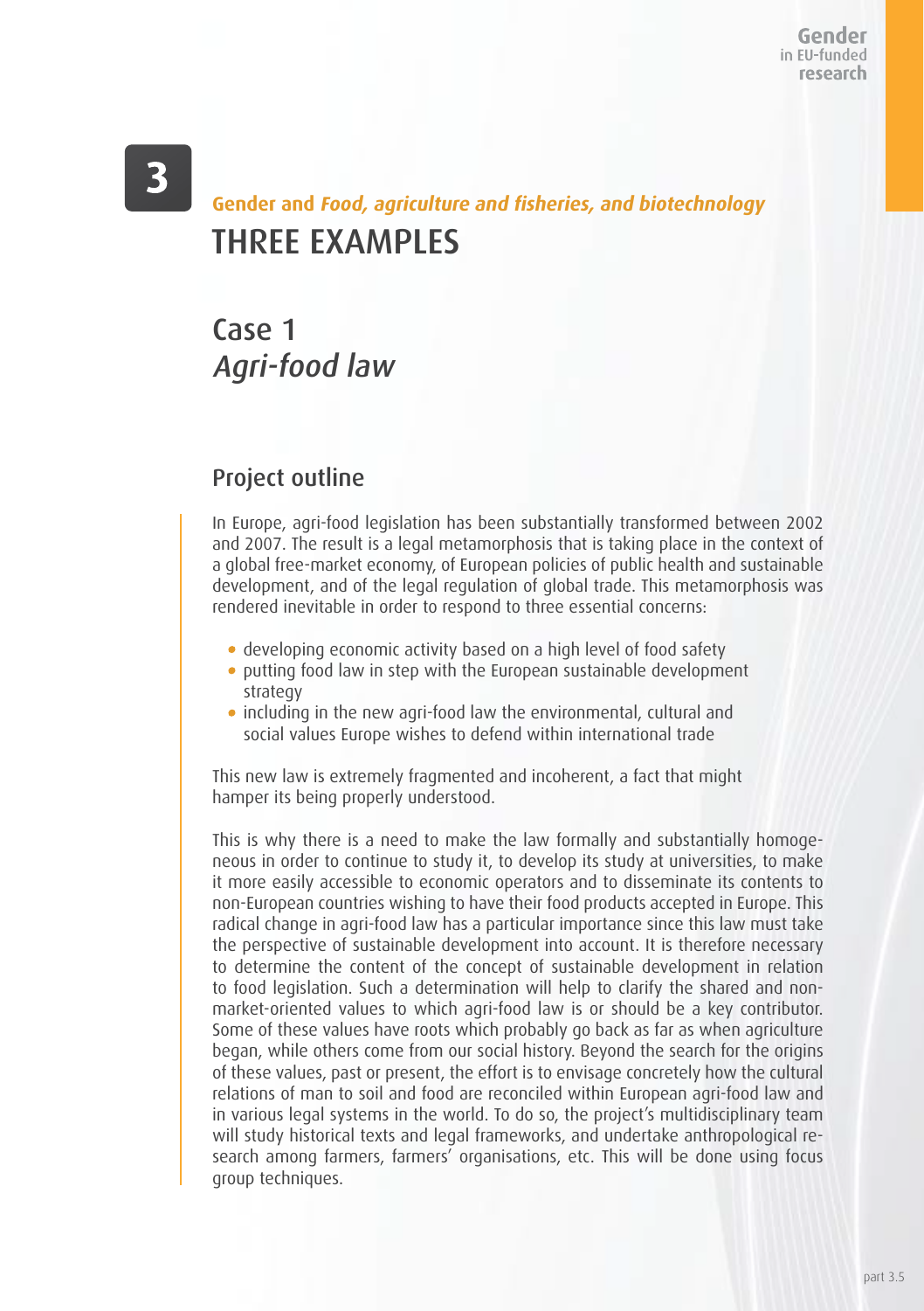# 3

**Gender and *Food, agriculture and fisheries, and biotechnology***

# THREE EXAMPLES

## Case 1
## *Agri-food law*

### Project outline

In Europe, agri-food legislation has been substantially transformed between 2002 and 2007. The result is a legal metamorphosis that is taking place in the context of a global free-market economy, of European policies of public health and sustainable development, and of the legal regulation of global trade. This metamorphosis was rendered inevitable in order to respond to three essential concerns:

- developing economic activity based on a high level of food safety
- putting food law in step with the European sustainable development strategy
- including in the new agri-food law the environmental, cultural and social values Europe wishes to defend within international trade

This new law is extremely fragmented and incoherent, a fact that might hamper its being properly understood.

This is why there is a need to make the law formally and substantially homogeneous in order to continue to study it, to develop its study at universities, to make it more easily accessible to economic operators and to disseminate its contents to non-European countries wishing to have their food products accepted in Europe. This radical change in agri-food law has a particular importance since this law must take the perspective of sustainable development into account. It is therefore necessary to determine the content of the concept of sustainable development in relation to food legislation. Such a determination will help to clarify the shared and non-market-oriented values to which agri-food law is or should be a key contributor. Some of these values have roots which probably go back as far as when agriculture began, while others come from our social history. Beyond the search for the origins of these values, past or present, the effort is to envisage concretely how the cultural relations of man to soil and food are reconciled within European agri-food law and in various legal systems in the world. To do so, the project's multidisciplinary team will study historical texts and legal frameworks, and undertake anthropological research among farmers, farmers' organisations, etc. This will be done using focus group techniques.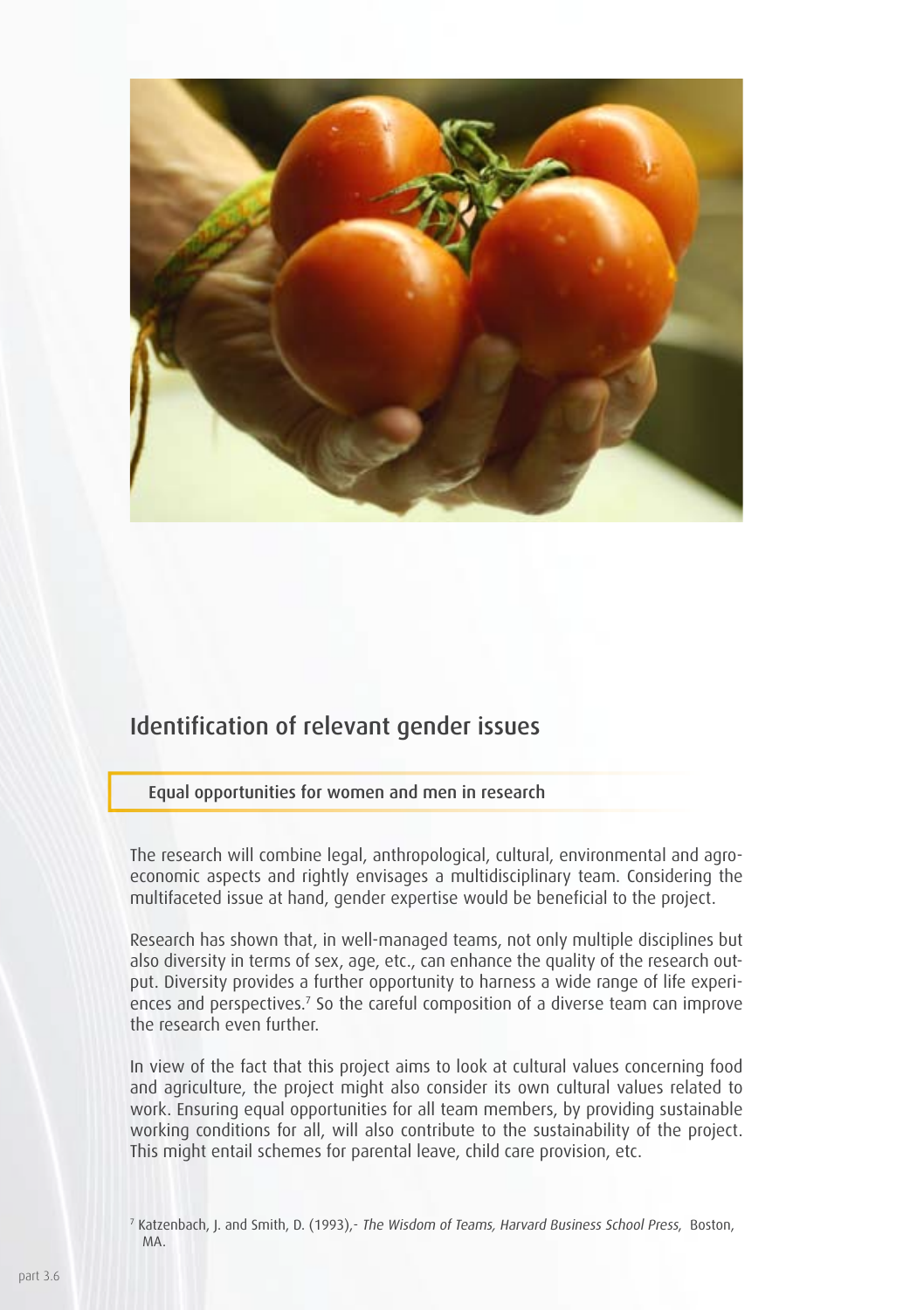## Identification of relevant gender issues

### Equal opportunities for women and men in research

The research will combine legal, anthropological, cultural, environmental and agro-economic aspects and rightly envisages a multidisciplinary team. Considering the multifaceted issue at hand, gender expertise would be beneficial to the project.

Research has shown that, in well-managed teams, not only multiple disciplines but also diversity in terms of sex, age, etc., can enhance the quality of the research output. Diversity provides a further opportunity to harness a wide range of life experiences and perspectives.[7] So the careful composition of a diverse team can improve the research even further.

In view of the fact that this project aims to look at cultural values concerning food and agriculture, the project might also consider its own cultural values related to work. Ensuring equal opportunities for all team members, by providing sustainable working conditions for all, will also contribute to the sustainability of the project. This might entail schemes for parental leave, child care provision, etc.

[7] Katzenbach, J. and Smith, D. (1993),- *The Wisdom of Teams, Harvard Business School Press*, Boston, MA.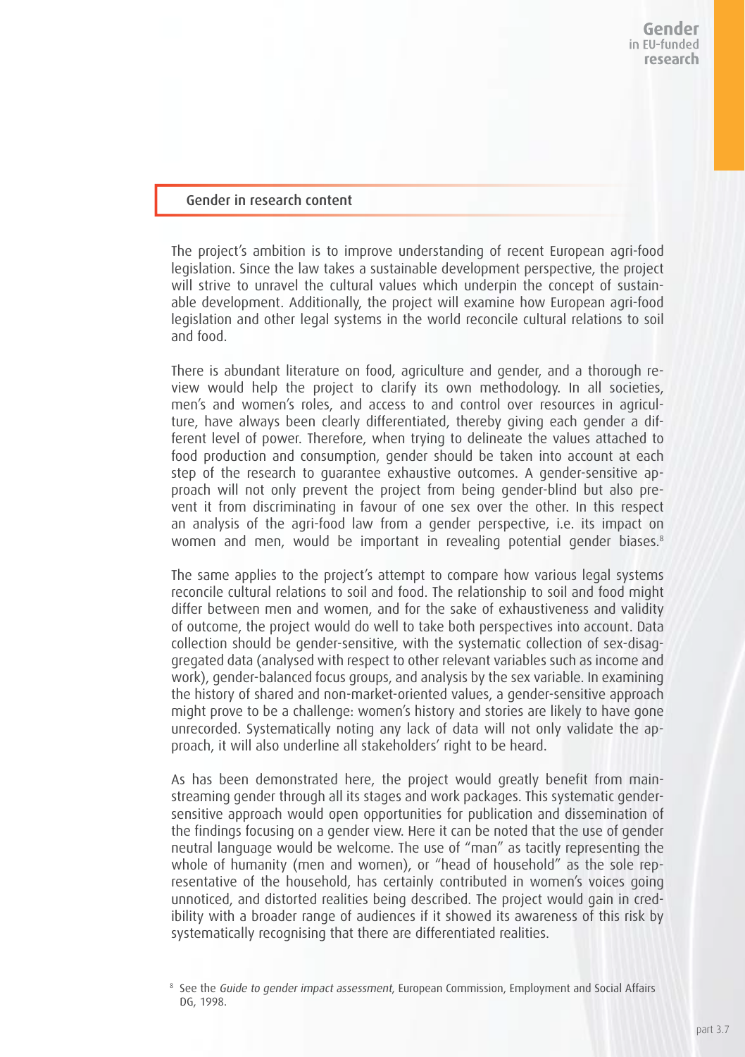## Gender in research content

The project's ambition is to improve understanding of recent European agri-food legislation. Since the law takes a sustainable development perspective, the project will strive to unravel the cultural values which underpin the concept of sustainable development. Additionally, the project will examine how European agri-food legislation and other legal systems in the world reconcile cultural relations to soil and food.

There is abundant literature on food, agriculture and gender, and a thorough review would help the project to clarify its own methodology. In all societies, men's and women's roles, and access to and control over resources in agriculture, have always been clearly differentiated, thereby giving each gender a different level of power. Therefore, when trying to delineate the values attached to food production and consumption, gender should be taken into account at each step of the research to guarantee exhaustive outcomes. A gender-sensitive approach will not only prevent the project from being gender-blind but also prevent it from discriminating in favour of one sex over the other. In this respect an analysis of the agri-food law from a gender perspective, i.e. its impact on women and men, would be important in revealing potential gender biases.[8]

The same applies to the project's attempt to compare how various legal systems reconcile cultural relations to soil and food. The relationship to soil and food might differ between men and women, and for the sake of exhaustiveness and validity of outcome, the project would do well to take both perspectives into account. Data collection should be gender-sensitive, with the systematic collection of sex-disaggregated data (analysed with respect to other relevant variables such as income and work), gender-balanced focus groups, and analysis by the sex variable. In examining the history of shared and non-market-oriented values, a gender-sensitive approach might prove to be a challenge: women's history and stories are likely to have gone unrecorded. Systematically noting any lack of data will not only validate the approach, it will also underline all stakeholders' right to be heard.

As has been demonstrated here, the project would greatly benefit from mainstreaming gender through all its stages and work packages. This systematic gender-sensitive approach would open opportunities for publication and dissemination of the findings focusing on a gender view. Here it can be noted that the use of gender neutral language would be welcome. The use of "man" as tacitly representing the whole of humanity (men and women), or "head of household" as the sole representative of the household, has certainly contributed in women's voices going unnoticed, and distorted realities being described. The project would gain in credibility with a broader range of audiences if it showed its awareness of this risk by systematically recognising that there are differentiated realities.

[8] See the *Guide to gender impact assessment*, European Commission, Employment and Social Affairs DG, 1998.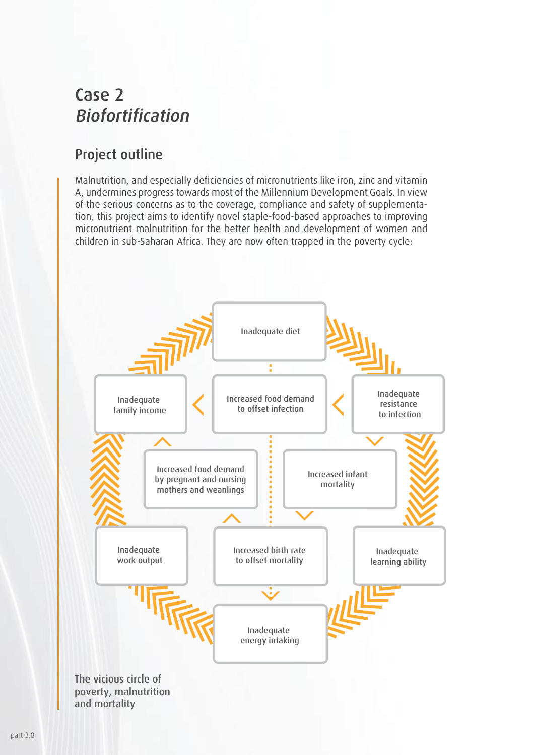# Case 2
## *Biofortification*

### Project outline

Malnutrition, and especially deficiencies of micronutrients like iron, zinc and vitamin A, undermines progress towards most of the Millennium Development Goals. In view of the serious concerns as to the coverage, compliance and safety of supplementation, this project aims to identify novel staple-food-based approaches to improving micronutrient malnutrition for the better health and development of women and children in sub-Saharan Africa. They are now often trapped in the poverty cycle:

- Inadequate diet
- Inadequate family income
- Increased food demand to offset infection
- Inadequate resistance to infection
- Increased food demand by pregnant and nursing mothers and weanlings
- Increased infant mortality
- Inadequate work output
- Increased birth rate to offset mortality
- Inadequate learning ability
- Inadequate energy intaking

The vicious circle of poverty, malnutrition and mortality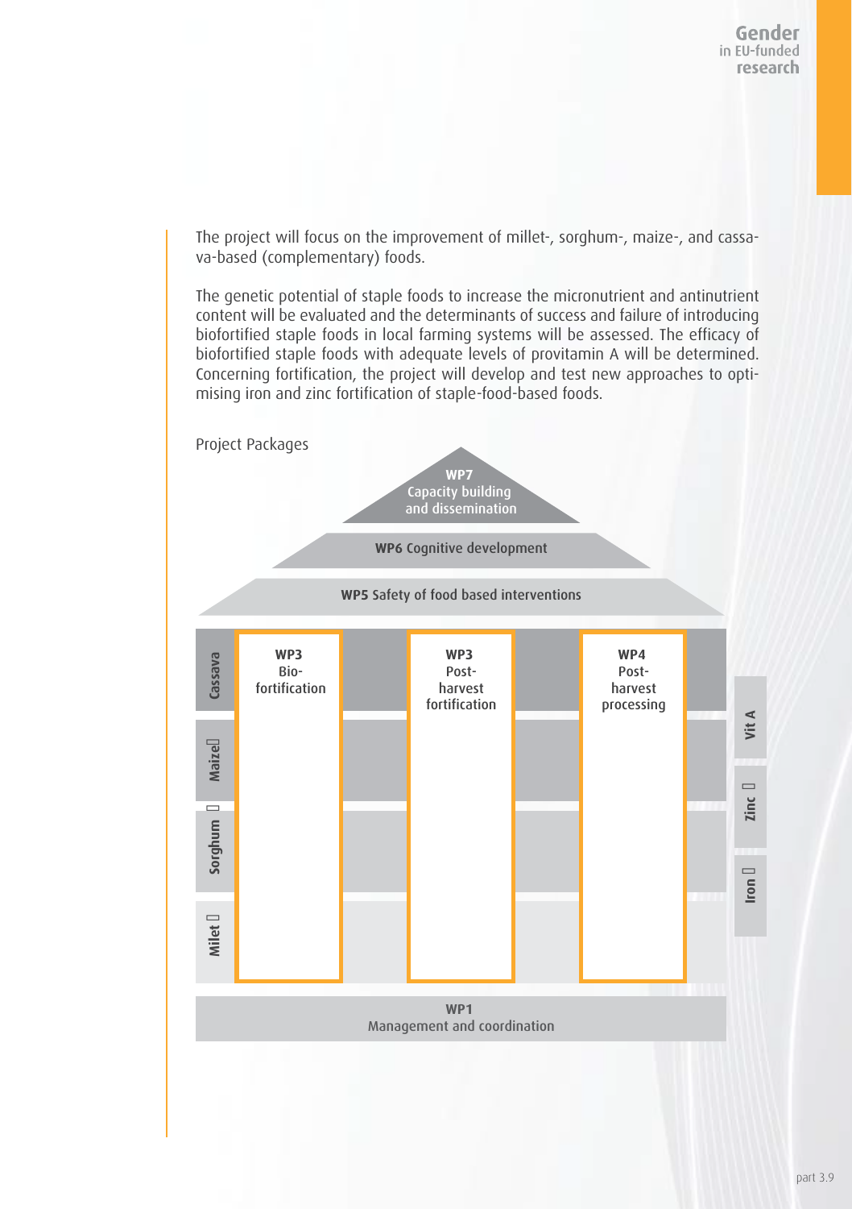The project will focus on the improvement of millet-, sorghum-, maize-, and cassava-based (complementary) foods.

The genetic potential of staple foods to increase the micronutrient and antinutrient content will be evaluated and the determinants of success and failure of introducing biofortified staple foods in local farming systems will be assessed. The efficacy of biofortified staple foods with adequate levels of provitamin A will be determined. Concerning fortification, the project will develop and test new approaches to optimising iron and zinc fortification of staple-food-based foods.

Project Packages

**WP7** Capacity building and dissemination

**WP6** Cognitive development

**WP5** Safety of food based interventions

| | **WP3** Bio-fortification | **WP3** Post-harvest fortification | **WP4** Post-harvest processing | |
|---|---|---|---|---|
| Cassava | | | | Vit A |
| Maize | | | | Zinc |
| Sorghum | | | | Iron |
| Milet | | | | |

**WP1** Management and coordination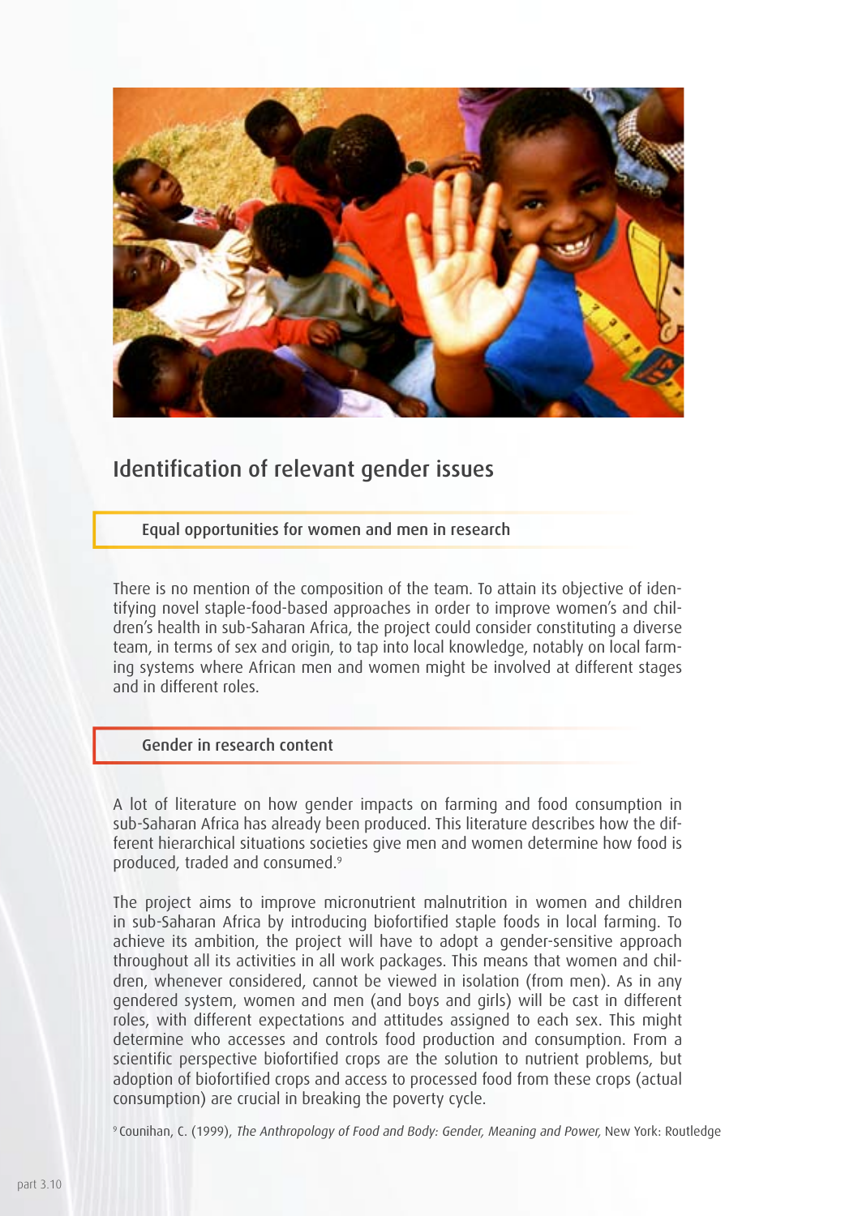## Identification of relevant gender issues

### Equal opportunities for women and men in research

There is no mention of the composition of the team. To attain its objective of identifying novel staple-food-based approaches in order to improve women's and children's health in sub-Saharan Africa, the project could consider constituting a diverse team, in terms of sex and origin, to tap into local knowledge, notably on local farming systems where African men and women might be involved at different stages and in different roles.

### Gender in research content

A lot of literature on how gender impacts on farming and food consumption in sub-Saharan Africa has already been produced. This literature describes how the different hierarchical situations societies give men and women determine how food is produced, traded and consumed.[9]

The project aims to improve micronutrient malnutrition in women and children in sub-Saharan Africa by introducing biofortified staple foods in local farming. To achieve its ambition, the project will have to adopt a gender-sensitive approach throughout all its activities in all work packages. This means that women and children, whenever considered, cannot be viewed in isolation (from men). As in any gendered system, women and men (and boys and girls) will be cast in different roles, with different expectations and attitudes assigned to each sex. This might determine who accesses and controls food production and consumption. From a scientific perspective biofortified crops are the solution to nutrient problems, but adoption of biofortified crops and access to processed food from these crops (actual consumption) are crucial in breaking the poverty cycle.

[9] Counihan, C. (1999), *The Anthropology of Food and Body: Gender, Meaning and Power,* New York: Routledge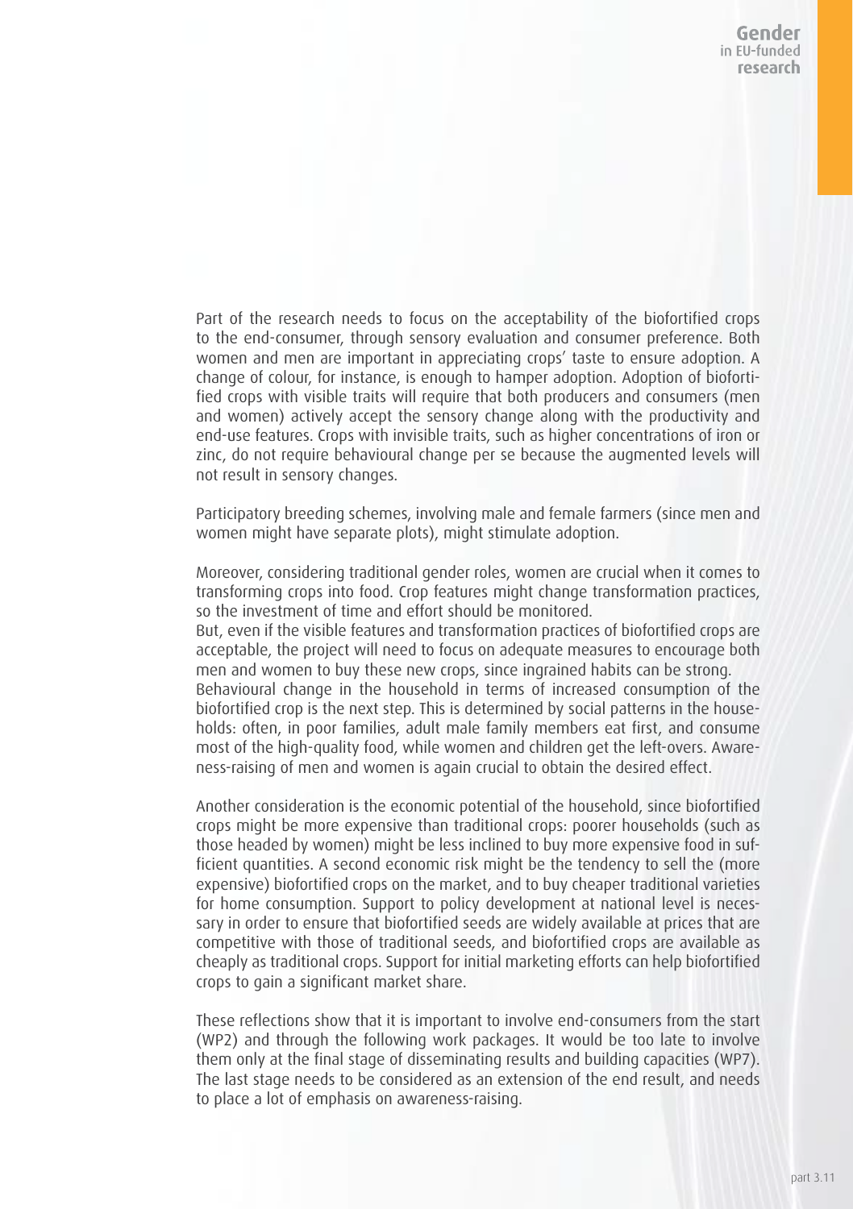Part of the research needs to focus on the acceptability of the biofortified crops to the end-consumer, through sensory evaluation and consumer preference. Both women and men are important in appreciating crops' taste to ensure adoption. A change of colour, for instance, is enough to hamper adoption. Adoption of biofortified crops with visible traits will require that both producers and consumers (men and women) actively accept the sensory change along with the productivity and end-use features. Crops with invisible traits, such as higher concentrations of iron or zinc, do not require behavioural change per se because the augmented levels will not result in sensory changes.

Participatory breeding schemes, involving male and female farmers (since men and women might have separate plots), might stimulate adoption.

Moreover, considering traditional gender roles, women are crucial when it comes to transforming crops into food. Crop features might change transformation practices, so the investment of time and effort should be monitored.
But, even if the visible features and transformation practices of biofortified crops are acceptable, the project will need to focus on adequate measures to encourage both men and women to buy these new crops, since ingrained habits can be strong.
Behavioural change in the household in terms of increased consumption of the biofortified crop is the next step. This is determined by social patterns in the households: often, in poor families, adult male family members eat first, and consume most of the high-quality food, while women and children get the left-overs. Awareness-raising of men and women is again crucial to obtain the desired effect.

Another consideration is the economic potential of the household, since biofortified crops might be more expensive than traditional crops: poorer households (such as those headed by women) might be less inclined to buy more expensive food in sufficient quantities. A second economic risk might be the tendency to sell the (more expensive) biofortified crops on the market, and to buy cheaper traditional varieties for home consumption. Support to policy development at national level is necessary in order to ensure that biofortified seeds are widely available at prices that are competitive with those of traditional seeds, and biofortified crops are available as cheaply as traditional crops. Support for initial marketing efforts can help biofortified crops to gain a significant market share.

These reflections show that it is important to involve end-consumers from the start (WP2) and through the following work packages. It would be too late to involve them only at the final stage of disseminating results and building capacities (WP7). The last stage needs to be considered as an extension of the end result, and needs to place a lot of emphasis on awareness-raising.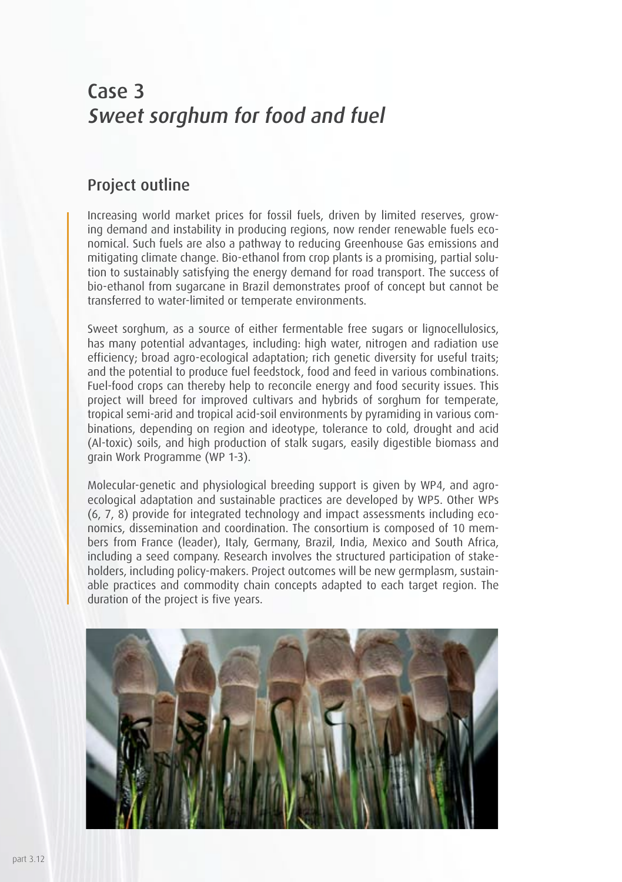# Case 3
## *Sweet sorghum for food and fuel*

## Project outline

Increasing world market prices for fossil fuels, driven by limited reserves, growing demand and instability in producing regions, now render renewable fuels economical. Such fuels are also a pathway to reducing Greenhouse Gas emissions and mitigating climate change. Bio-ethanol from crop plants is a promising, partial solution to sustainably satisfying the energy demand for road transport. The success of bio-ethanol from sugarcane in Brazil demonstrates proof of concept but cannot be transferred to water-limited or temperate environments.

Sweet sorghum, as a source of either fermentable free sugars or lignocellulosics, has many potential advantages, including: high water, nitrogen and radiation use efficiency; broad agro-ecological adaptation; rich genetic diversity for useful traits; and the potential to produce fuel feedstock, food and feed in various combinations. Fuel-food crops can thereby help to reconcile energy and food security issues. This project will breed for improved cultivars and hybrids of sorghum for temperate, tropical semi-arid and tropical acid-soil environments by pyramiding in various combinations, depending on region and ideotype, tolerance to cold, drought and acid (Al-toxic) soils, and high production of stalk sugars, easily digestible biomass and grain Work Programme (WP 1-3).

Molecular-genetic and physiological breeding support is given by WP4, and agro-ecological adaptation and sustainable practices are developed by WP5. Other WPs (6, 7, 8) provide for integrated technology and impact assessments including economics, dissemination and coordination. The consortium is composed of 10 members from France (leader), Italy, Germany, Brazil, India, Mexico and South Africa, including a seed company. Research involves the structured participation of stakeholders, including policy-makers. Project outcomes will be new germplasm, sustainable practices and commodity chain concepts adapted to each target region. The duration of the project is five years.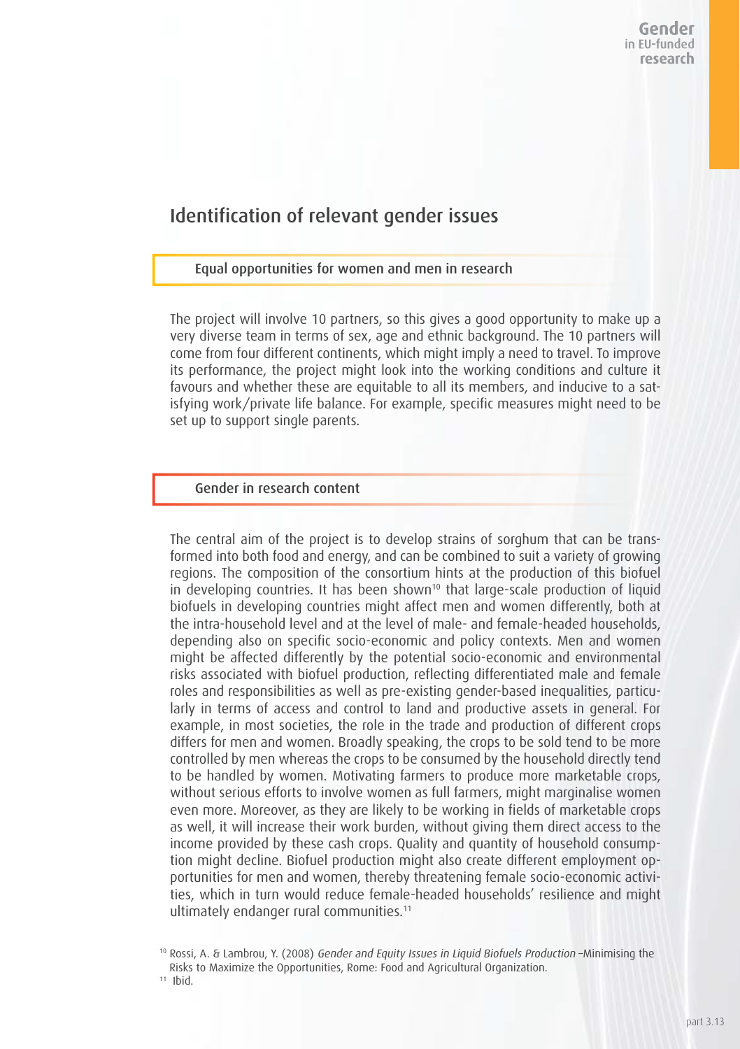## Identification of relevant gender issues

### Equal opportunities for women and men in research

The project will involve 10 partners, so this gives a good opportunity to make up a very diverse team in terms of sex, age and ethnic background. The 10 partners will come from four different continents, which might imply a need to travel. To improve its performance, the project might look into the working conditions and culture it favours and whether these are equitable to all its members, and inducive to a satisfying work/private life balance. For example, specific measures might need to be set up to support single parents.

### Gender in research content

The central aim of the project is to develop strains of sorghum that can be transformed into both food and energy, and can be combined to suit a variety of growing regions. The composition of the consortium hints at the production of this biofuel in developing countries. It has been shown[10] that large-scale production of liquid biofuels in developing countries might affect men and women differently, both at the intra-household level and at the level of male- and female-headed households, depending also on specific socio-economic and policy contexts. Men and women might be affected differently by the potential socio-economic and environmental risks associated with biofuel production, reflecting differentiated male and female roles and responsibilities as well as pre-existing gender-based inequalities, particularly in terms of access and control to land and productive assets in general. For example, in most societies, the role in the trade and production of different crops differs for men and women. Broadly speaking, the crops to be sold tend to be more controlled by men whereas the crops to be consumed by the household directly tend to be handled by women. Motivating farmers to produce more marketable crops, without serious efforts to involve women as full farmers, might marginalise women even more. Moreover, as they are likely to be working in fields of marketable crops as well, it will increase their work burden, without giving them direct access to the income provided by these cash crops. Quality and quantity of household consumption might decline. Biofuel production might also create different employment opportunities for men and women, thereby threatening female socio-economic activities, which in turn would reduce female-headed households' resilience and might ultimately endanger rural communities.[11]

[10] Rossi, A. & Lambrou, Y. (2008) *Gender and Equity Issues in Liquid Biofuels Production* –Minimising the Risks to Maximize the Opportunities, Rome: Food and Agricultural Organization.

[11] Ibid.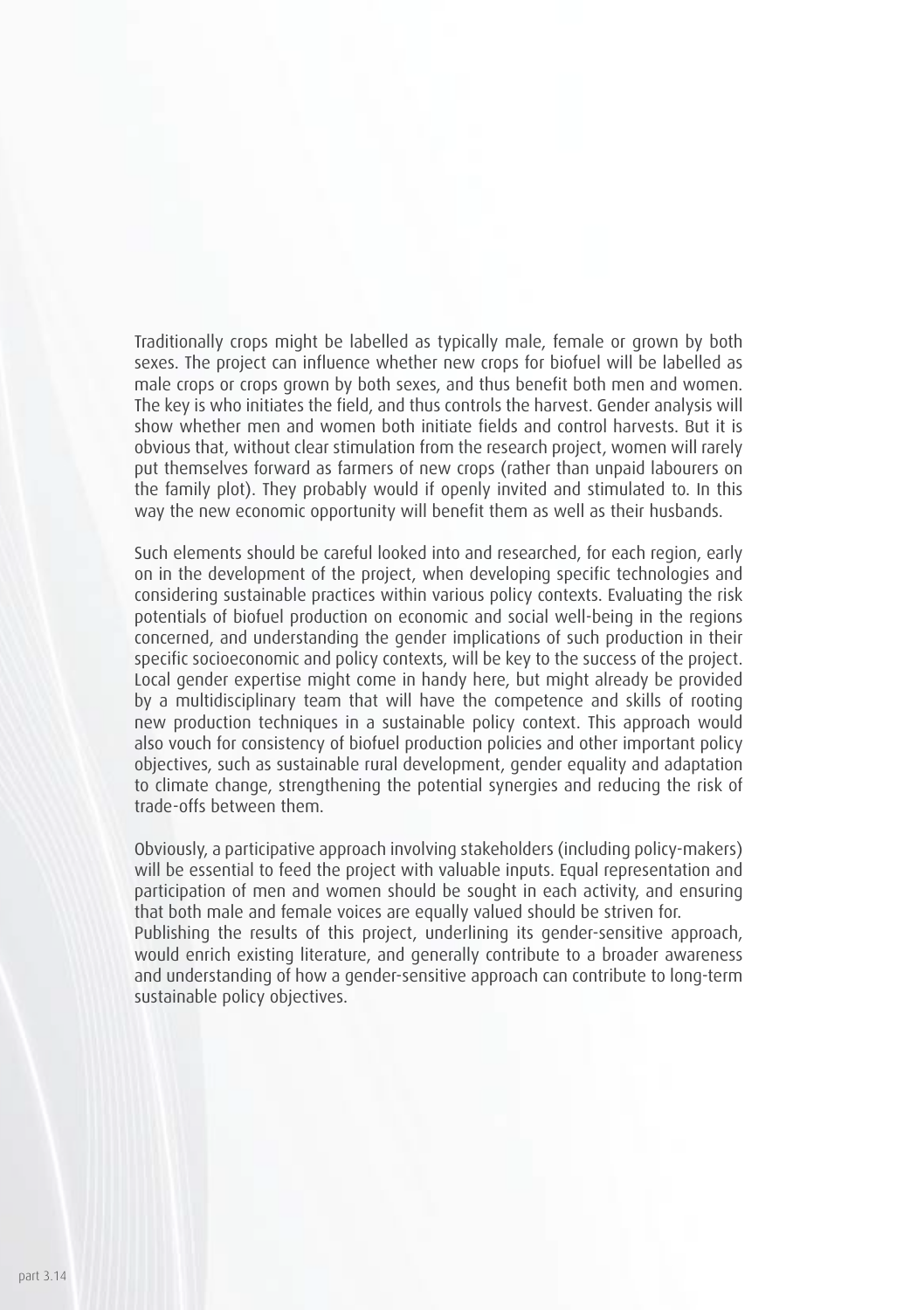Traditionally crops might be labelled as typically male, female or grown by both sexes. The project can influence whether new crops for biofuel will be labelled as male crops or crops grown by both sexes, and thus benefit both men and women. The key is who initiates the field, and thus controls the harvest. Gender analysis will show whether men and women both initiate fields and control harvests. But it is obvious that, without clear stimulation from the research project, women will rarely put themselves forward as farmers of new crops (rather than unpaid labourers on the family plot). They probably would if openly invited and stimulated to. In this way the new economic opportunity will benefit them as well as their husbands.

Such elements should be careful looked into and researched, for each region, early on in the development of the project, when developing specific technologies and considering sustainable practices within various policy contexts. Evaluating the risk potentials of biofuel production on economic and social well-being in the regions concerned, and understanding the gender implications of such production in their specific socioeconomic and policy contexts, will be key to the success of the project. Local gender expertise might come in handy here, but might already be provided by a multidisciplinary team that will have the competence and skills of rooting new production techniques in a sustainable policy context. This approach would also vouch for consistency of biofuel production policies and other important policy objectives, such as sustainable rural development, gender equality and adaptation to climate change, strengthening the potential synergies and reducing the risk of trade-offs between them.

Obviously, a participative approach involving stakeholders (including policy-makers) will be essential to feed the project with valuable inputs. Equal representation and participation of men and women should be sought in each activity, and ensuring that both male and female voices are equally valued should be striven for.
Publishing the results of this project, underlining its gender-sensitive approach, would enrich existing literature, and generally contribute to a broader awareness and understanding of how a gender-sensitive approach can contribute to long-term sustainable policy objectives.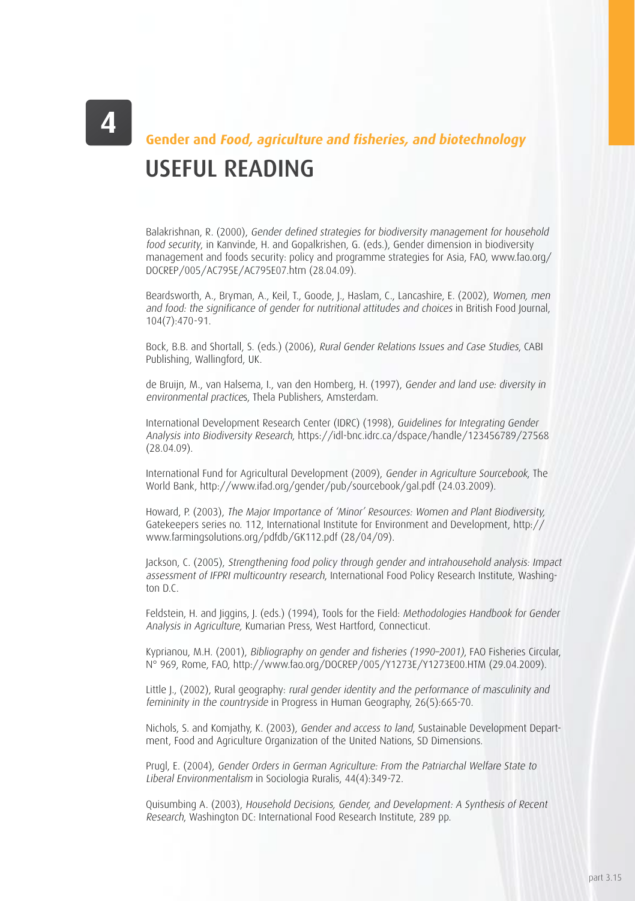4

## Gender and *Food, agriculture and fisheries, and biotechnology*

# USEFUL READING

Balakrishnan, R. (2000), *Gender defined strategies for biodiversity management for household food security*, in Kanvinde, H. and Gopalkrishen, G. (eds.), Gender dimension in biodiversity management and foods security: policy and programme strategies for Asia, FAO, www.fao.org/DOCREP/005/AC795E/AC795E07.htm (28.04.09).

Beardsworth, A., Bryman, A., Keil, T., Goode, J., Haslam, C., Lancashire, E. (2002), *Women, men and food: the significance of gender for nutritional attitudes and choices* in British Food Journal, 104(7):470-91.

Bock, B.B. and Shortall, S. (eds.) (2006), *Rural Gender Relations Issues and Case Studies*, CABI Publishing, Wallingford, UK.

de Bruijn, M., van Halsema, I., van den Homberg, H. (1997), *Gender and land use: diversity in environmental practices*, Thela Publishers, Amsterdam.

International Development Research Center (IDRC) (1998), *Guidelines for Integrating Gender Analysis into Biodiversity Research*, https://idl-bnc.idrc.ca/dspace/handle/123456789/27568 (28.04.09).

International Fund for Agricultural Development (2009), *Gender in Agriculture Sourcebook*, The World Bank, http://www.ifad.org/gender/pub/sourcebook/gal.pdf (24.03.2009).

Howard, P. (2003), *The Major Importance of 'Minor' Resources: Women and Plant Biodiversity*, Gatekeepers series no. 112, International Institute for Environment and Development, http://www.farmingsolutions.org/pdfdb/GK112.pdf (28/04/09).

Jackson, C. (2005), *Strengthening food policy through gender and intrahousehold analysis: Impact assessment of IFPRI multicountry research*, International Food Policy Research Institute, Washington D.C.

Feldstein, H. and Jiggins, J. (eds.) (1994), Tools for the Field: *Methodologies Handbook for Gender Analysis in Agriculture*, Kumarian Press, West Hartford, Connecticut.

Kyprianou, M.H. (2001), *Bibliography on gender and fisheries (1990–2001)*, FAO Fisheries Circular, N° 969, Rome, FAO, http://www.fao.org/DOCREP/005/Y1273E/Y1273E00.HTM (29.04.2009).

Little J., (2002), Rural geography: *rural gender identity and the performance of masculinity and femininity in the countryside* in Progress in Human Geography, 26(5):665-70.

Nichols, S. and Komjathy, K. (2003), *Gender and access to land*, Sustainable Development Department, Food and Agriculture Organization of the United Nations, SD Dimensions.

Prugl, E. (2004), *Gender Orders in German Agriculture: From the Patriarchal Welfare State to Liberal Environmentalism* in Sociologia Ruralis, 44(4):349-72.

Quisumbing A. (2003), *Household Decisions, Gender, and Development: A Synthesis of Recent Research*, Washington DC: International Food Research Institute, 289 pp.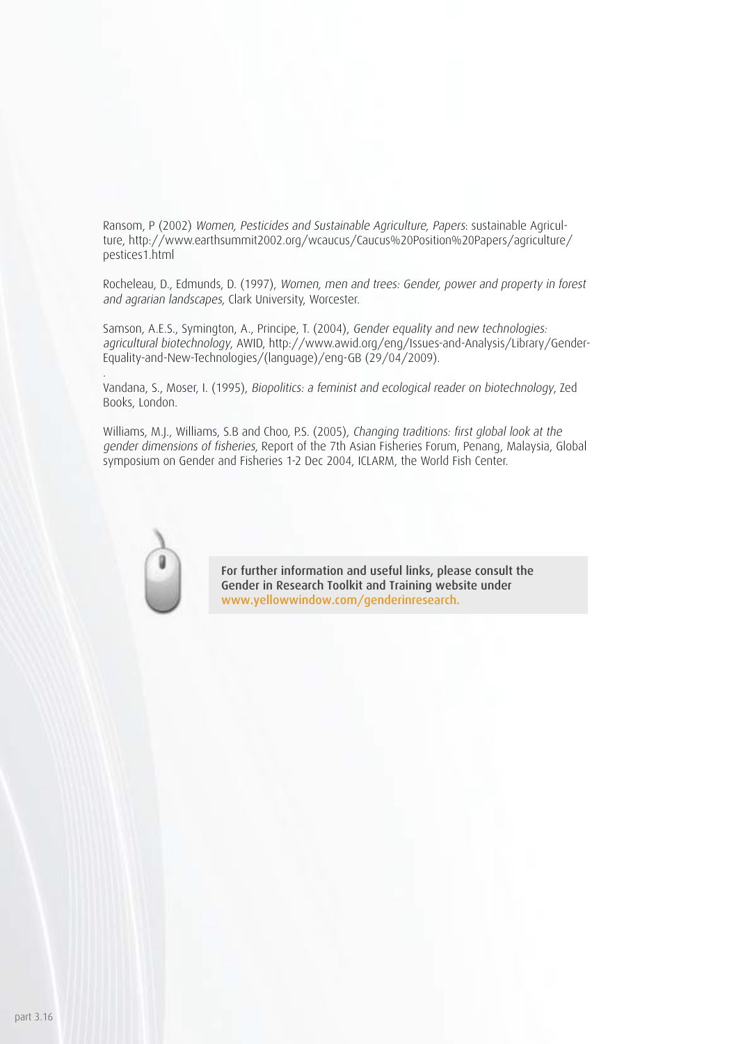Ransom, P (2002) *Women, Pesticides and Sustainable Agriculture, Papers*: sustainable Agriculture, http://www.earthsummit2002.org/wcaucus/Caucus%20Position%20Papers/agriculture/pestices1.html

Rocheleau, D., Edmunds, D. (1997), *Women, men and trees: Gender, power and property in forest and agrarian landscapes*, Clark University, Worcester.

Samson, A.E.S., Symington, A., Principe, T. (2004), *Gender equality and new technologies: agricultural biotechnology*, AWID, http://www.awid.org/eng/Issues-and-Analysis/Library/Gender-Equality-and-New-Technologies/(language)/eng-GB (29/04/2009).

Vandana, S., Moser, I. (1995), *Biopolitics: a feminist and ecological reader on biotechnology*, Zed Books, London.

Williams, M.J., Williams, S.B and Choo, P.S. (2005), *Changing traditions: first global look at the gender dimensions of fisheries*, Report of the 7th Asian Fisheries Forum, Penang, Malaysia, Global symposium on Gender and Fisheries 1-2 Dec 2004, ICLARM, the World Fish Center.

For further information and useful links, please consult the Gender in Research Toolkit and Training website under www.yellowwindow.com/genderinresearch.